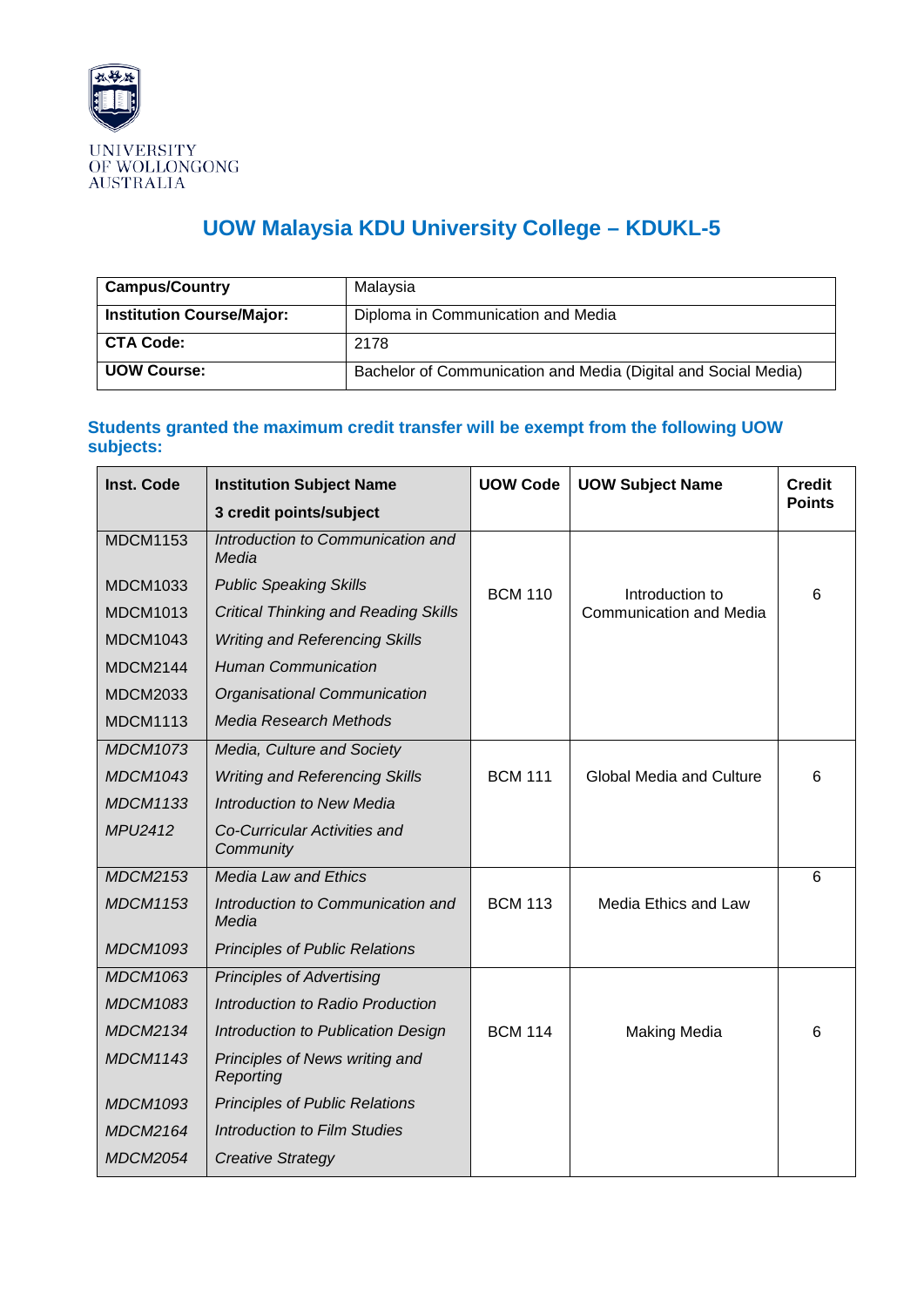UNIVERSITY OF WOLLONGONG AUSTRALIA

# UOW Malaysia KDU University College – KDUKL-5

| **Campus/Country** | Malaysia |
|---|---|
| **Institution Course/Major:** | Diploma in Communication and Media |
| **CTA Code:** | 2178 |
| **UOW Course:** | Bachelor of Communication and Media (Digital and Social Media) |

## Students granted the maximum credit transfer will be exempt from the following UOW subjects:

| **Inst. Code** | **Institution Subject Name** **3 credit points/subject** | **UOW Code** | **UOW Subject Name** | **Credit Points** |
|---|---|---|---|---|
| MDCM1153 | *Introduction to Communication and Media* | BCM 110 | Introduction to Communication and Media | 6 |
| MDCM1033 | *Public Speaking Skills* | | | |
| MDCM1013 | *Critical Thinking and Reading Skills* | | | |
| MDCM1043 | *Writing and Referencing Skills* | | | |
| MDCM2144 | *Human Communication* | | | |
| MDCM2033 | *Organisational Communication* | | | |
| MDCM1113 | *Media Research Methods* | | | |
| *MDCM1073* | *Media, Culture and Society* | BCM 111 | Global Media and Culture | 6 |
| *MDCM1043* | *Writing and Referencing Skills* | | | |
| *MDCM1133* | *Introduction to New Media* | | | |
| *MPU2412* | *Co-Curricular Activities and Community* | | | |
| *MDCM2153* | *Media Law and Ethics* | BCM 113 | Media Ethics and Law | 6 |
| *MDCM1153* | *Introduction to Communication and Media* | | | |
| *MDCM1093* | *Principles of Public Relations* | | | |
| *MDCM1063* | *Principles of Advertising* | BCM 114 | Making Media | 6 |
| *MDCM1083* | *Introduction to Radio Production* | | | |
| *MDCM2134* | *Introduction to Publication Design* | | | |
| *MDCM1143* | *Principles of News writing and Reporting* | | | |
| *MDCM1093* | *Principles of Public Relations* | | | |
| *MDCM2164* | *Introduction to Film Studies* | | | |
| *MDCM2054* | *Creative Strategy* | | | |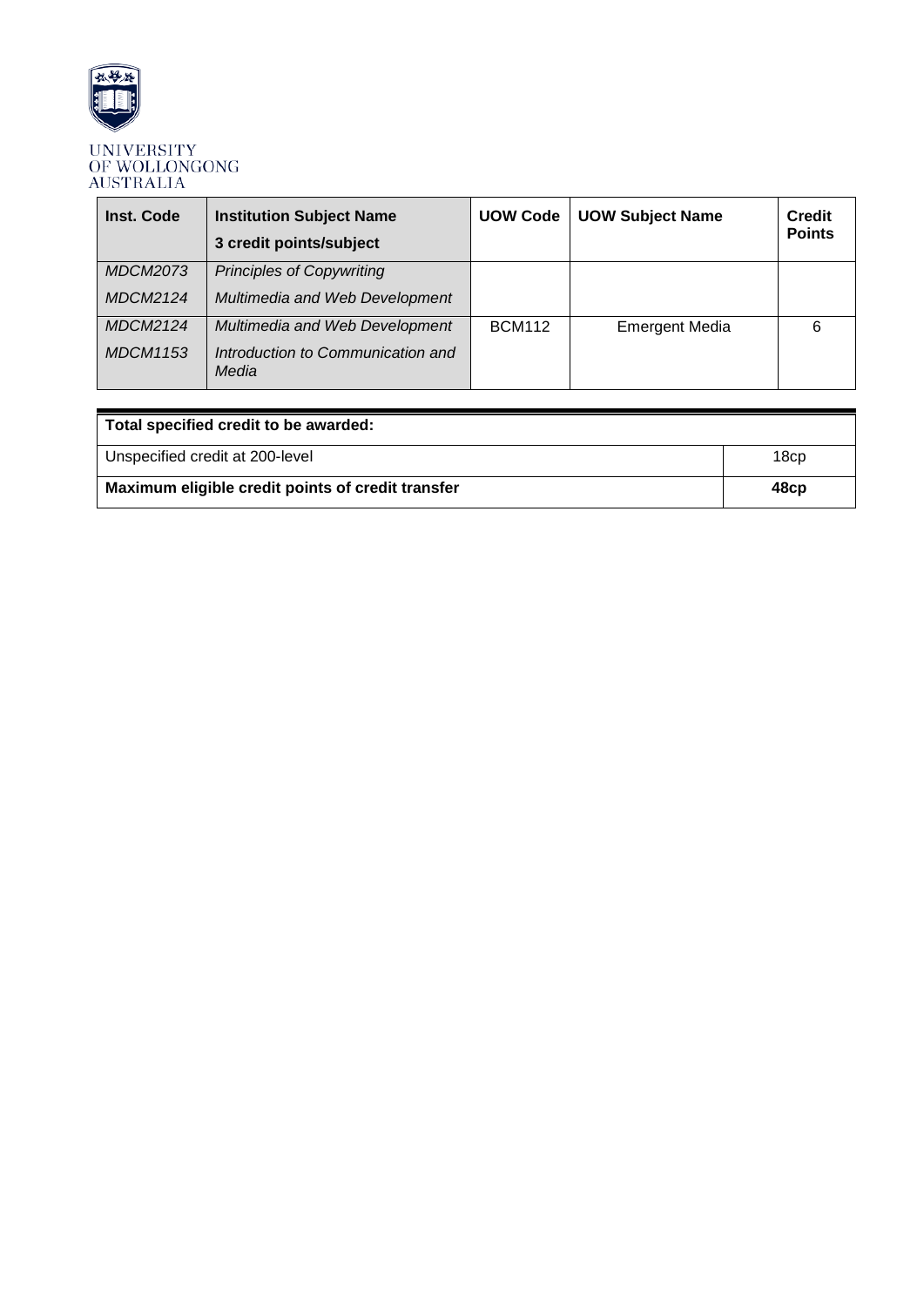UNIVERSITY OF WOLLONGONG AUSTRALIA

| Inst. Code | Institution Subject Name<br>3 credit points/subject | UOW Code | UOW Subject Name | Credit Points |
|---|---|---|---|---|
| *MDCM2073*<br>*MDCM2124* | *Principles of Copywriting*<br>*Multimedia and Web Development* | | | |
| *MDCM2124*<br>*MDCM1153* | *Multimedia and Web Development*<br>*Introduction to Communication and Media* | BCM112 | Emergent Media | 6 |

| **Total specified credit to be awarded:** | |
|---|---|
| Unspecified credit at 200-level | 18cp |
| **Maximum eligible credit points of credit transfer** | **48cp** |